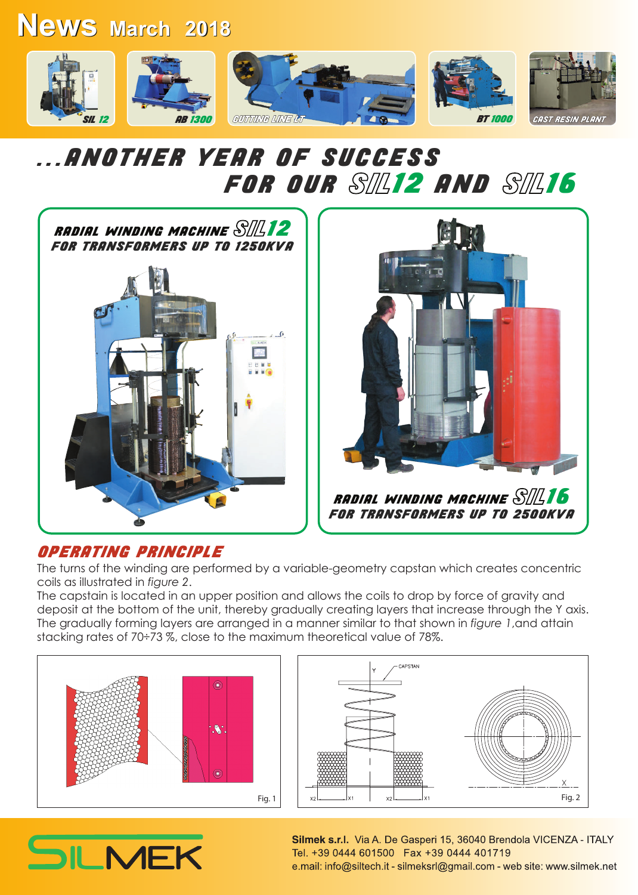# News March 2018

SIL 12 · AB 1300 · CUTTING LINE LT · BT 1000 · CAST RESIN PLANT

## ...ANOTHER YEAR OF SUCCESS FOR OUR SIL12 AND SIL16

### RADIAL WINDING MACHINE SIL12
### FOR TRANSFORMERS UP TO 1250KVA

### RADIAL WINDING MACHINE SIL16
### FOR TRANSFORMERS UP TO 2500KVA

## OPERATING PRINCIPLE

The turns of the winding are performed by a variable-geometry capstan which creates concentric coils as illustrated in *figure 2*.
The capstain is located in an upper position and allows the coils to drop by force of gravity and deposit at the bottom of the unit, thereby gradually creating layers that increase through the Y axis.
The gradually forming layers are arranged in a manner similar to that shown in *figure 1*, and attain stacking rates of 70÷73 %, close to the maximum theoretical value of 78%.

Fig. 1

CAPSTAN

Fig. 2

**Silmek s.r.l.** Via A. De Gasperi 15, 36040 Brendola VICENZA - ITALY
Tel. +39 0444 601500 Fax +39 0444 401719
e.mail: info@siltech.it - silmeksrl@gmail.com - web site: www.silmek.net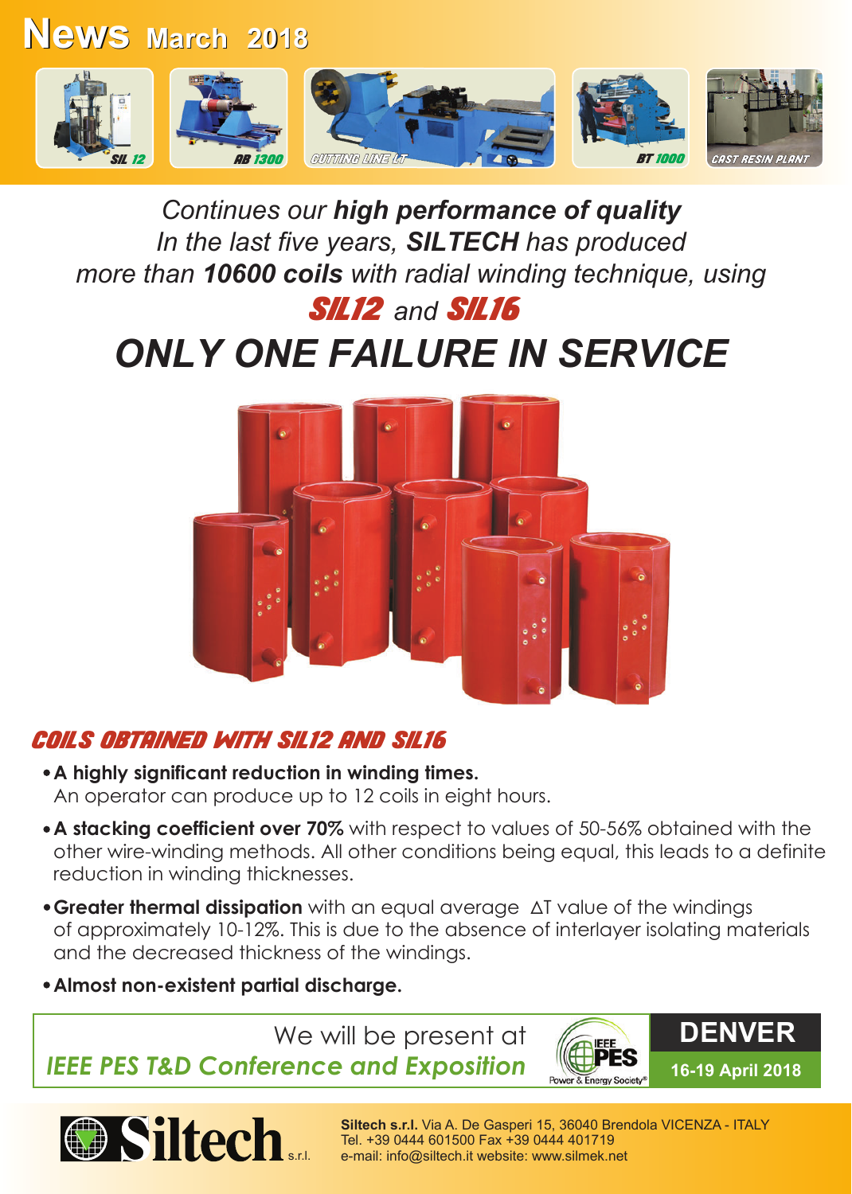# News March 2018

SIL 12 | AB 1300 | CUTTING LINE LT | BT 1000 | CAST RESIN PLANT

*Continues our **high performance of quality***
*In the last five years, **SILTECH** has produced*
*more than **10600 coils** with radial winding technique, using*

***SIL12** and **SIL16***

# *ONLY ONE FAILURE IN SERVICE*

## COILS OBTAINED WITH SIL12 AND SIL16

- **A highly significant reduction in winding times.**
  An operator can produce up to 12 coils in eight hours.
- **A stacking coefficient over 70%** with respect to values of 50-56% obtained with the other wire-winding methods. All other conditions being equal, this leads to a definite reduction in winding thicknesses.
- **Greater thermal dissipation** with an equal average $\Delta T$ value of the windings of approximately 10-12%. This is due to the absence of interlayer isolating materials and the decreased thickness of the windings.
- **Almost non-existent partial discharge.**

We will be present at
*IEEE PES T&D Conference and Exposition*

IEEE PES Power & Energy Society®

**DENVER**
**16-19 April 2018**

Siltech s.r.l.

**Siltech s.r.l.** Via A. De Gasperi 15, 36040 Brendola VICENZA - ITALY
Tel. +39 0444 601500 Fax +39 0444 401719
e-mail: info@siltech.it website: www.silmek.net